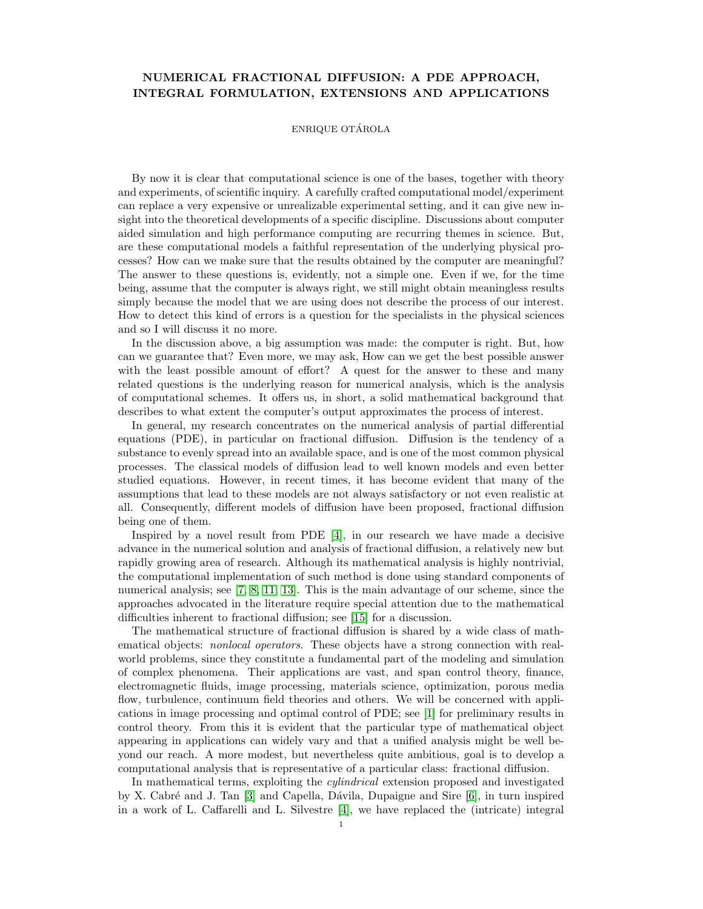# NUMERICAL FRACTIONAL DIFFUSION: A PDE APPROACH, INTEGRAL FORMULATION, EXTENSIONS AND APPLICATIONS

ENRIQUE OTÁROLA

By now it is clear that computational science is one of the bases, together with theory and experiments, of scientific inquiry. A carefully crafted computational model/experiment can replace a very expensive or unrealizable experimental setting, and it can give new insight into the theoretical developments of a specific discipline. Discussions about computer aided simulation and high performance computing are recurring themes in science. But, are these computational models a faithful representation of the underlying physical processes? How can we make sure that the results obtained by the computer are meaningful? The answer to these questions is, evidently, not a simple one. Even if we, for the time being, assume that the computer is always right, we still might obtain meaningless results simply because the model that we are using does not describe the process of our interest. How to detect this kind of errors is a question for the specialists in the physical sciences and so I will discuss it no more.

In the discussion above, a big assumption was made: the computer is right. But, how can we guarantee that? Even more, we may ask, How can we get the best possible answer with the least possible amount of effort? A quest for the answer to these and many related questions is the underlying reason for numerical analysis, which is the analysis of computational schemes. It offers us, in short, a solid mathematical background that describes to what extent the computer's output approximates the process of interest.

In general, my research concentrates on the numerical analysis of partial differential equations (PDE), in particular on fractional diffusion. Diffusion is the tendency of a substance to evenly spread into an available space, and is one of the most common physical processes. The classical models of diffusion lead to well known models and even better studied equations. However, in recent times, it has become evident that many of the assumptions that lead to these models are not always satisfactory or not even realistic at all. Consequently, different models of diffusion have been proposed, fractional diffusion being one of them.

Inspired by a novel result from PDE [4], in our research we have made a decisive advance in the numerical solution and analysis of fractional diffusion, a relatively new but rapidly growing area of research. Although its mathematical analysis is highly nontrivial, the computational implementation of such method is done using standard components of numerical analysis; see [7, 8, 11, 13]. This is the main advantage of our scheme, since the approaches advocated in the literature require special attention due to the mathematical difficulties inherent to fractional diffusion; see [15] for a discussion.

The mathematical structure of fractional diffusion is shared by a wide class of mathematical objects: *nonlocal operators*. These objects have a strong connection with real-world problems, since they constitute a fundamental part of the modeling and simulation of complex phenomena. Their applications are vast, and span control theory, finance, electromagnetic fluids, image processing, materials science, optimization, porous media flow, turbulence, continuum field theories and others. We will be concerned with applications in image processing and optimal control of PDE; see [1] for preliminary results in control theory. From this it is evident that the particular type of mathematical object appearing in applications can widely vary and that a unified analysis might be well beyond our reach. A more modest, but nevertheless quite ambitious, goal is to develop a computational analysis that is representative of a particular class: fractional diffusion.

In mathematical terms, exploiting the *cylindrical* extension proposed and investigated by X. Cabré and J. Tan [3] and Capella, Dávila, Dupaigne and Sire [6], in turn inspired in a work of L. Caffarelli and L. Silvestre [4], we have replaced the (intricate) integral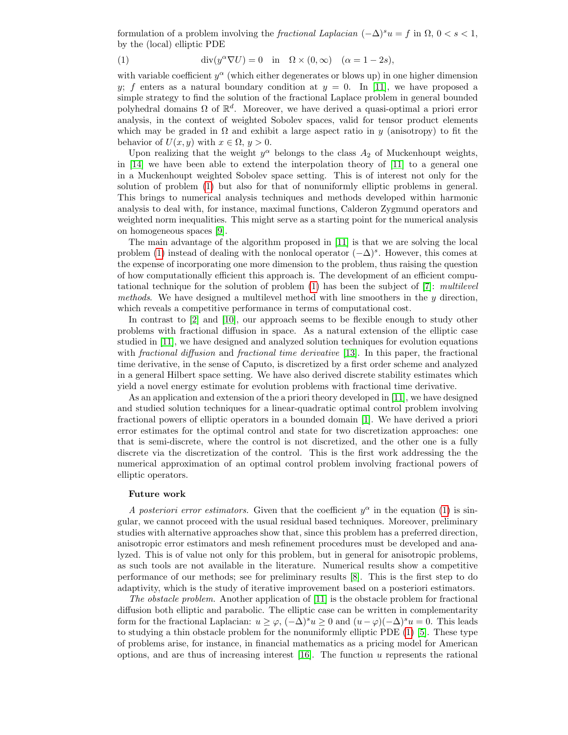formulation of a problem involving the *fractional Laplacian* $(-\Delta)^s u = f$ in $\Omega$, $0 < s < 1$, by the (local) elliptic PDE

$$\text{div}(y^\alpha \nabla U) = 0 \quad \text{in} \quad \Omega \times (0, \infty) \quad (\alpha = 1 - 2s), \tag{1}$$

with variable coefficient $y^\alpha$ (which either degenerates or blows up) in one higher dimension $y$; $f$ enters as a natural boundary condition at $y = 0$. In [11], we have proposed a simple strategy to find the solution of the fractional Laplace problem in general bounded polyhedral domains $\Omega$ of $\mathbb{R}^d$. Moreover, we have derived a quasi-optimal a priori error analysis, in the context of weighted Sobolev spaces, valid for tensor product elements which may be graded in $\Omega$ and exhibit a large aspect ratio in $y$ (anisotropy) to fit the behavior of $U(x, y)$ with $x \in \Omega$, $y > 0$.

Upon realizing that the weight $y^\alpha$ belongs to the class $A_2$ of Muckenhoupt weights, in [14] we have been able to extend the interpolation theory of [11] to a general one in a Muckenhoupt weighted Sobolev space setting. This is of interest not only for the solution of problem (1) but also for that of nonuniformly elliptic problems in general. This brings to numerical analysis techniques and methods developed within harmonic analysis to deal with, for instance, maximal functions, Calderon Zygmund operators and weighted norm inequalities. This might serve as a starting point for the numerical analysis on homogeneous spaces [9].

The main advantage of the algorithm proposed in [11] is that we are solving the local problem (1) instead of dealing with the nonlocal operator $(-\Delta)^s$. However, this comes at the expense of incorporating one more dimension to the problem, thus raising the question of how computationally efficient this approach is. The development of an efficient computational technique for the solution of problem (1) has been the subject of [7]: *multilevel methods*. We have designed a multilevel method with line smoothers in the $y$ direction, which reveals a competitive performance in terms of computational cost.

In contrast to [2] and [10], our approach seems to be flexible enough to study other problems with fractional diffusion in space. As a natural extension of the elliptic case studied in [11], we have designed and analyzed solution techniques for evolution equations with *fractional diffusion* and *fractional time derivative* [13]. In this paper, the fractional time derivative, in the sense of Caputo, is discretized by a first order scheme and analyzed in a general Hilbert space setting. We have also derived discrete stability estimates which yield a novel energy estimate for evolution problems with fractional time derivative.

As an application and extension of the a priori theory developed in [11], we have designed and studied solution techniques for a linear-quadratic optimal control problem involving fractional powers of elliptic operators in a bounded domain [1]. We have derived a priori error estimates for the optimal control and state for two discretization approaches: one that is semi-discrete, where the control is not discretized, and the other one is a fully discrete via the discretization of the control. This is the first work addressing the the numerical approximation of an optimal control problem involving fractional powers of elliptic operators.

### Future work

*A posteriori error estimators.* Given that the coefficient $y^\alpha$ in the equation (1) is singular, we cannot proceed with the usual residual based techniques. Moreover, preliminary studies with alternative approaches show that, since this problem has a preferred direction, anisotropic error estimators and mesh refinement procedures must be developed and analyzed. This is of value not only for this problem, but in general for anisotropic problems, as such tools are not available in the literature. Numerical results show a competitive performance of our methods; see for preliminary results [8]. This is the first step to do adaptivity, which is the study of iterative improvement based on a posteriori estimators.

*The obstacle problem.* Another application of [11] is the obstacle problem for fractional diffusion both elliptic and parabolic. The elliptic case can be written in complementarity form for the fractional Laplacian: $u \geq \varphi$, $(-\Delta)^s u \geq 0$ and $(u - \varphi)(-\Delta)^s u = 0$. This leads to studying a thin obstacle problem for the nonuniformly elliptic PDE (1) [5]. These type of problems arise, for instance, in financial mathematics as a pricing model for American options, and are thus of increasing interest [16]. The function $u$ represents the rational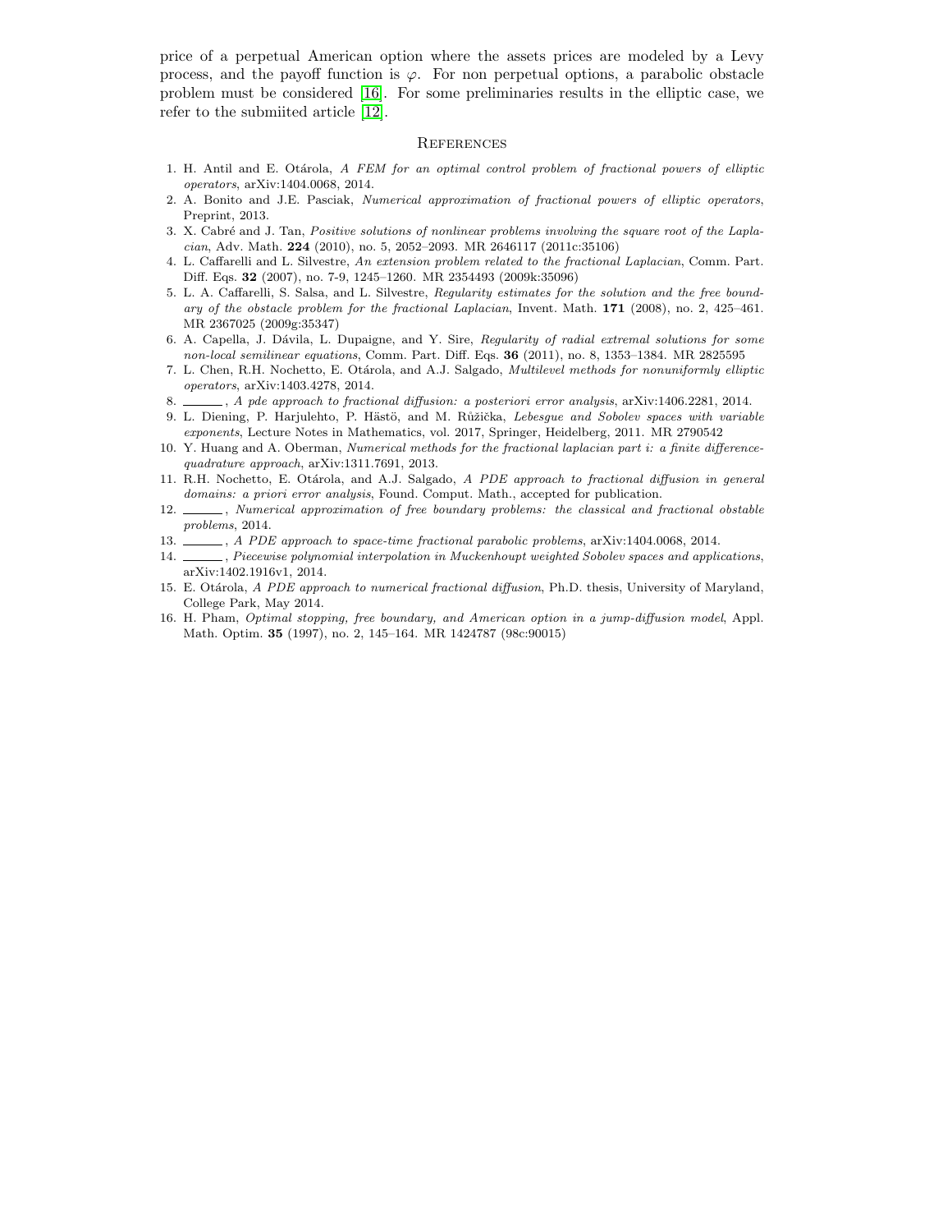price of a perpetual American option where the assets prices are modeled by a Levy process, and the payoff function is $\varphi$. For non perpetual options, a parabolic obstacle problem must be considered [16]. For some preliminaries results in the elliptic case, we refer to the submiited article [12].

## References

1. H. Antil and E. Otárola, *A FEM for an optimal control problem of fractional powers of elliptic operators*, arXiv:1404.0068, 2014.
2. A. Bonito and J.E. Pasciak, *Numerical approximation of fractional powers of elliptic operators*, Preprint, 2013.
3. X. Cabré and J. Tan, *Positive solutions of nonlinear problems involving the square root of the Laplacian*, Adv. Math. **224** (2010), no. 5, 2052–2093. MR 2646117 (2011c:35106)
4. L. Caffarelli and L. Silvestre, *An extension problem related to the fractional Laplacian*, Comm. Part. Diff. Eqs. **32** (2007), no. 7-9, 1245–1260. MR 2354493 (2009k:35096)
5. L. A. Caffarelli, S. Salsa, and L. Silvestre, *Regularity estimates for the solution and the free boundary of the obstacle problem for the fractional Laplacian*, Invent. Math. **171** (2008), no. 2, 425–461. MR 2367025 (2009g:35347)
6. A. Capella, J. Dávila, L. Dupaigne, and Y. Sire, *Regularity of radial extremal solutions for some non-local semilinear equations*, Comm. Part. Diff. Eqs. **36** (2011), no. 8, 1353–1384. MR 2825595
7. L. Chen, R.H. Nochetto, E. Otárola, and A.J. Salgado, *Multilevel methods for nonuniformly elliptic operators*, arXiv:1403.4278, 2014.
8. ______, *A pde approach to fractional diffusion: a posteriori error analysis*, arXiv:1406.2281, 2014.
9. L. Diening, P. Harjulehto, P. Hästö, and M. Růžička, *Lebesgue and Sobolev spaces with variable exponents*, Lecture Notes in Mathematics, vol. 2017, Springer, Heidelberg, 2011. MR 2790542
10. Y. Huang and A. Oberman, *Numerical methods for the fractional laplacian part i: a finite difference-quadrature approach*, arXiv:1311.7691, 2013.
11. R.H. Nochetto, E. Otárola, and A.J. Salgado, *A PDE approach to fractional diffusion in general domains: a priori error analysis*, Found. Comput. Math., accepted for publication.
12. ______, *Numerical approximation of free boundary problems: the classical and fractional obstable problems*, 2014.
13. ______, *A PDE approach to space-time fractional parabolic problems*, arXiv:1404.0068, 2014.
14. ______, *Piecewise polynomial interpolation in Muckenhoupt weighted Sobolev spaces and applications*, arXiv:1402.1916v1, 2014.
15. E. Otárola, *A PDE approach to numerical fractional diffusion*, Ph.D. thesis, University of Maryland, College Park, May 2014.
16. H. Pham, *Optimal stopping, free boundary, and American option in a jump-diffusion model*, Appl. Math. Optim. **35** (1997), no. 2, 145–164. MR 1424787 (98c:90015)